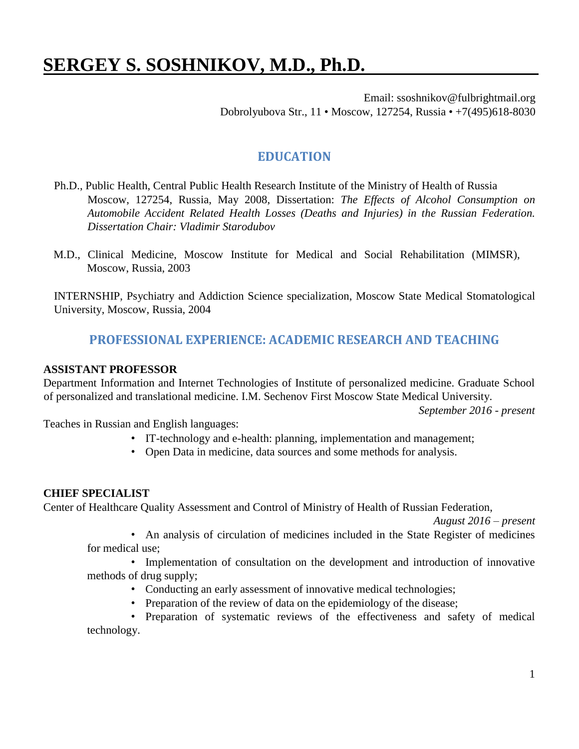# SERGEY S. SOSHNIKOV, M.D., Ph.D.

Email: ssoshnikov@fulbrightmail.org
Dobrolyubova Str., 11 • Moscow, 127254, Russia • +7(495)618-8030

## EDUCATION

Ph.D., Public Health, Central Public Health Research Institute of the Ministry of Health of Russia Moscow, 127254, Russia, May 2008, Dissertation: *The Effects of Alcohol Consumption on Automobile Accident Related Health Losses (Deaths and Injuries) in the Russian Federation. Dissertation Chair: Vladimir Starodubov*

M.D., Clinical Medicine, Moscow Institute for Medical and Social Rehabilitation (MIMSR), Moscow, Russia, 2003

INTERNSHIP, Psychiatry and Addiction Science specialization, Moscow State Medical Stomatological University, Moscow, Russia, 2004

## PROFESSIONAL EXPERIENCE: ACADEMIC RESEARCH AND TEACHING

**ASSISTANT PROFESSOR**

Department Information and Internet Technologies of Institute of personalized medicine. Graduate School of personalized and translational medicine. I.M. Sechenov First Moscow State Medical University.

*September 2016 - present*

Teaches in Russian and English languages:

- IT-technology and e-health: planning, implementation and management;
- Open Data in medicine, data sources and some methods for analysis.

**CHIEF SPECIALIST**

Center of Healthcare Quality Assessment and Control of Ministry of Health of Russian Federation,

*August 2016 – present*

- An analysis of circulation of medicines included in the State Register of medicines for medical use;
- Implementation of consultation on the development and introduction of innovative methods of drug supply;
- Conducting an early assessment of innovative medical technologies;
- Preparation of the review of data on the epidemiology of the disease;
- Preparation of systematic reviews of the effectiveness and safety of medical technology.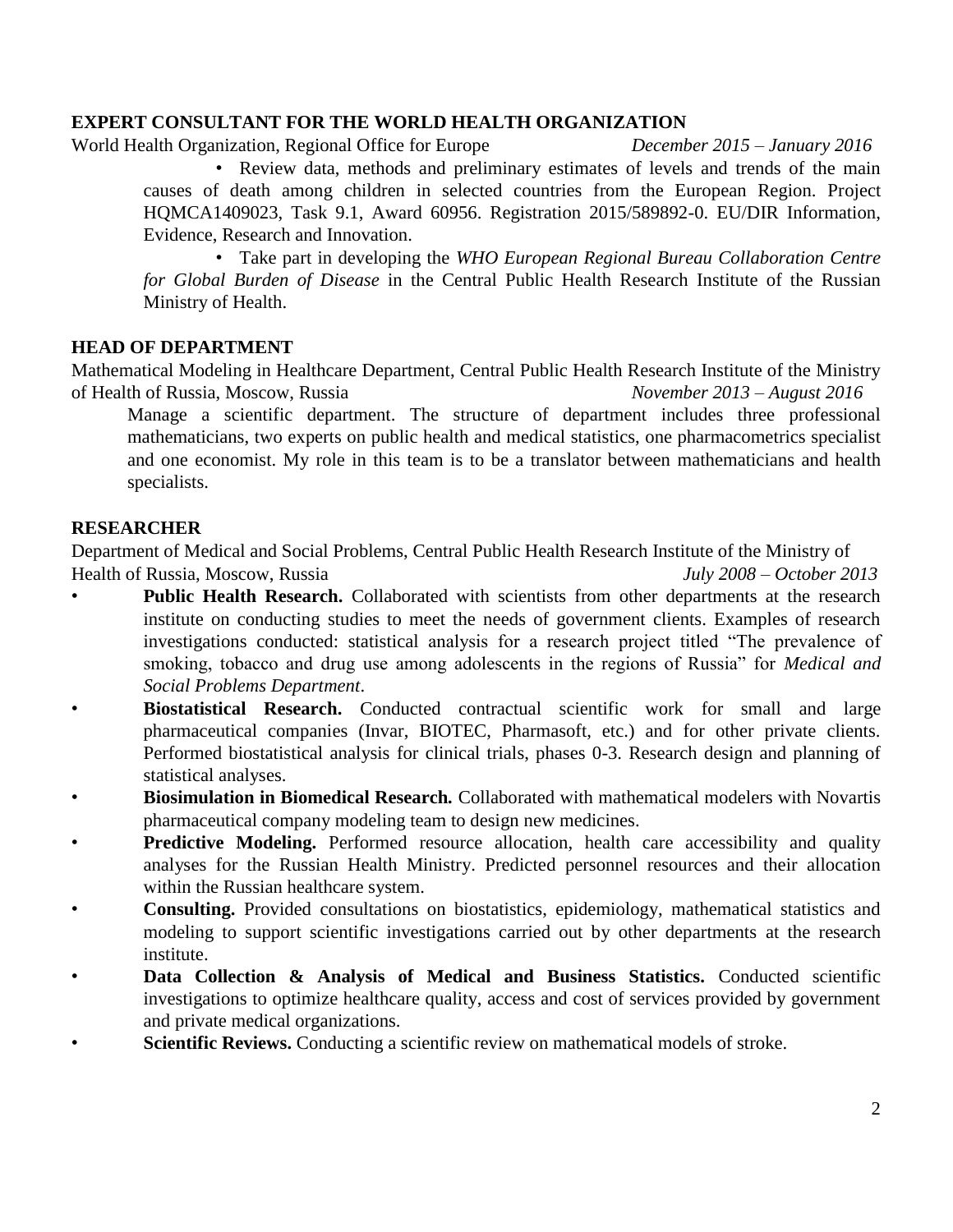### EXPERT CONSULTANT FOR THE WORLD HEALTH ORGANIZATION

World Health Organization, Regional Office for Europe *December 2015 – January 2016*

- Review data, methods and preliminary estimates of levels and trends of the main causes of death among children in selected countries from the European Region. Project HQMCA1409023, Task 9.1, Award 60956. Registration 2015/589892-0. EU/DIR Information, Evidence, Research and Innovation.
- Take part in developing the *WHO European Regional Bureau Collaboration Centre for Global Burden of Disease* in the Central Public Health Research Institute of the Russian Ministry of Health.

### HEAD OF DEPARTMENT

Mathematical Modeling in Healthcare Department, Central Public Health Research Institute of the Ministry of Health of Russia, Moscow, Russia *November 2013 – August 2016*

Manage a scientific department. The structure of department includes three professional mathematicians, two experts on public health and medical statistics, one pharmacometrics specialist and one economist. My role in this team is to be a translator between mathematicians and health specialists.

### RESEARCHER

Department of Medical and Social Problems, Central Public Health Research Institute of the Ministry of Health of Russia, Moscow, Russia *July 2008 – October 2013*

- **Public Health Research.** Collaborated with scientists from other departments at the research institute on conducting studies to meet the needs of government clients. Examples of research investigations conducted: statistical analysis for a research project titled "The prevalence of smoking, tobacco and drug use among adolescents in the regions of Russia" for *Medical and Social Problems Department*.
- **Biostatistical Research.** Conducted contractual scientific work for small and large pharmaceutical companies (Invar, BIOTEC, Pharmasoft, etc.) and for other private clients. Performed biostatistical analysis for clinical trials, phases 0-3. Research design and planning of statistical analyses.
- **Biosimulation in Biomedical Research.** Collaborated with mathematical modelers with Novartis pharmaceutical company modeling team to design new medicines.
- **Predictive Modeling.** Performed resource allocation, health care accessibility and quality analyses for the Russian Health Ministry. Predicted personnel resources and their allocation within the Russian healthcare system.
- **Consulting.** Provided consultations on biostatistics, epidemiology, mathematical statistics and modeling to support scientific investigations carried out by other departments at the research institute.
- **Data Collection & Analysis of Medical and Business Statistics.** Conducted scientific investigations to optimize healthcare quality, access and cost of services provided by government and private medical organizations.
- **Scientific Reviews.** Conducting a scientific review on mathematical models of stroke.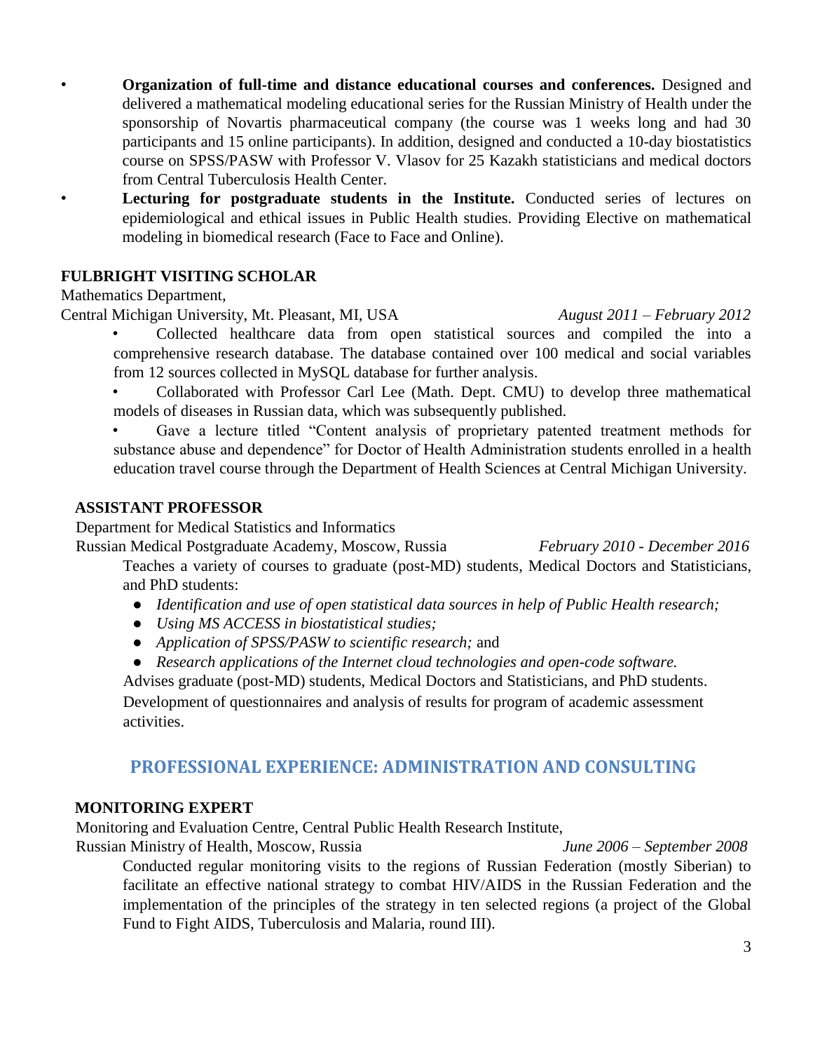- **Organization of full-time and distance educational courses and conferences.** Designed and delivered a mathematical modeling educational series for the Russian Ministry of Health under the sponsorship of Novartis pharmaceutical company (the course was 1 weeks long and had 30 participants and 15 online participants). In addition, designed and conducted a 10-day biostatistics course on SPSS/PASW with Professor V. Vlasov for 25 Kazakh statisticians and medical doctors from Central Tuberculosis Health Center.
- **Lecturing for postgraduate students in the Institute.** Conducted series of lectures on epidemiological and ethical issues in Public Health studies. Providing Elective on mathematical modeling in biomedical research (Face to Face and Online).

**FULBRIGHT VISITING SCHOLAR**

Mathematics Department,
Central Michigan University, Mt. Pleasant, MI, USA *August 2011 – February 2012*

- Collected healthcare data from open statistical sources and compiled the into a comprehensive research database. The database contained over 100 medical and social variables from 12 sources collected in MySQL database for further analysis.
- Collaborated with Professor Carl Lee (Math. Dept. CMU) to develop three mathematical models of diseases in Russian data, which was subsequently published.
- Gave a lecture titled "Content analysis of proprietary patented treatment methods for substance abuse and dependence" for Doctor of Health Administration students enrolled in a health education travel course through the Department of Health Sciences at Central Michigan University.

**ASSISTANT PROFESSOR**

Department for Medical Statistics and Informatics
Russian Medical Postgraduate Academy, Moscow, Russia *February 2010 - December 2016*

Teaches a variety of courses to graduate (post-MD) students, Medical Doctors and Statisticians, and PhD students:

- *Identification and use of open statistical data sources in help of Public Health research;*
- *Using MS ACCESS in biostatistical studies;*
- *Application of SPSS/PASW to scientific research;* and
- *Research applications of the Internet cloud technologies and open-code software.*

Advises graduate (post-MD) students, Medical Doctors and Statisticians, and PhD students.

Development of questionnaires and analysis of results for program of academic assessment activities.

## PROFESSIONAL EXPERIENCE: ADMINISTRATION AND CONSULTING

**MONITORING EXPERT**

Monitoring and Evaluation Centre, Central Public Health Research Institute,
Russian Ministry of Health, Moscow, Russia *June 2006 – September 2008*

Conducted regular monitoring visits to the regions of Russian Federation (mostly Siberian) to facilitate an effective national strategy to combat HIV/AIDS in the Russian Federation and the implementation of the principles of the strategy in ten selected regions (a project of the Global Fund to Fight AIDS, Tuberculosis and Malaria, round III).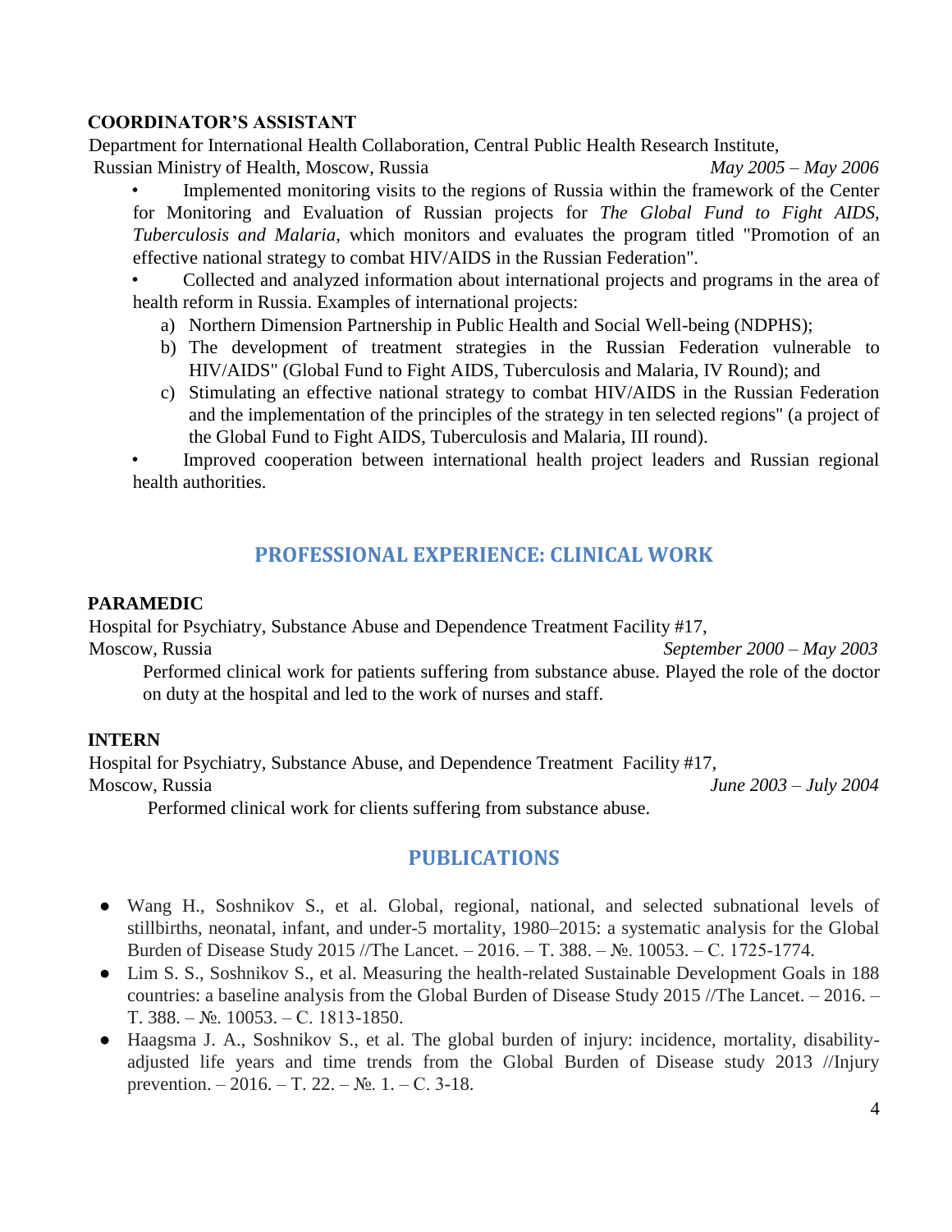**COORDINATOR'S ASSISTANT**

Department for International Health Collaboration, Central Public Health Research Institute, Russian Ministry of Health, Moscow, Russia *May 2005 – May 2006*

- Implemented monitoring visits to the regions of Russia within the framework of the Center for Monitoring and Evaluation of Russian projects for *The Global Fund to Fight AIDS, Tuberculosis and Malaria*, which monitors and evaluates the program titled "Promotion of an effective national strategy to combat HIV/AIDS in the Russian Federation".
- Collected and analyzed information about international projects and programs in the area of health reform in Russia. Examples of international projects:
    a) Northern Dimension Partnership in Public Health and Social Well-being (NDPHS);
    b) The development of treatment strategies in the Russian Federation vulnerable to HIV/AIDS" (Global Fund to Fight AIDS, Tuberculosis and Malaria, IV Round); and
    c) Stimulating an effective national strategy to combat HIV/AIDS in the Russian Federation and the implementation of the principles of the strategy in ten selected regions" (a project of the Global Fund to Fight AIDS, Tuberculosis and Malaria, III round).
- Improved cooperation between international health project leaders and Russian regional health authorities.

## PROFESSIONAL EXPERIENCE: CLINICAL WORK

**PARAMEDIC**

Hospital for Psychiatry, Substance Abuse and Dependence Treatment Facility #17, Moscow, Russia *September 2000 – May 2003*

Performed clinical work for patients suffering from substance abuse. Played the role of the doctor on duty at the hospital and led to the work of nurses and staff.

**INTERN**

Hospital for Psychiatry, Substance Abuse, and Dependence Treatment Facility #17, Moscow, Russia *June 2003 – July 2004*

Performed clinical work for clients suffering from substance abuse.

## PUBLICATIONS

- Wang H., Soshnikov S., et al. Global, regional, national, and selected subnational levels of stillbirths, neonatal, infant, and under-5 mortality, 1980–2015: a systematic analysis for the Global Burden of Disease Study 2015 //The Lancet. – 2016. – Т. 388. – №. 10053. – С. 1725-1774.
- Lim S. S., Soshnikov S., et al. Measuring the health-related Sustainable Development Goals in 188 countries: a baseline analysis from the Global Burden of Disease Study 2015 //The Lancet. – 2016. – Т. 388. – №. 10053. – С. 1813-1850.
- Haagsma J. A., Soshnikov S., et al. The global burden of injury: incidence, mortality, disability-adjusted life years and time trends from the Global Burden of Disease study 2013 //Injury prevention. – 2016. – Т. 22. – №. 1. – С. 3-18.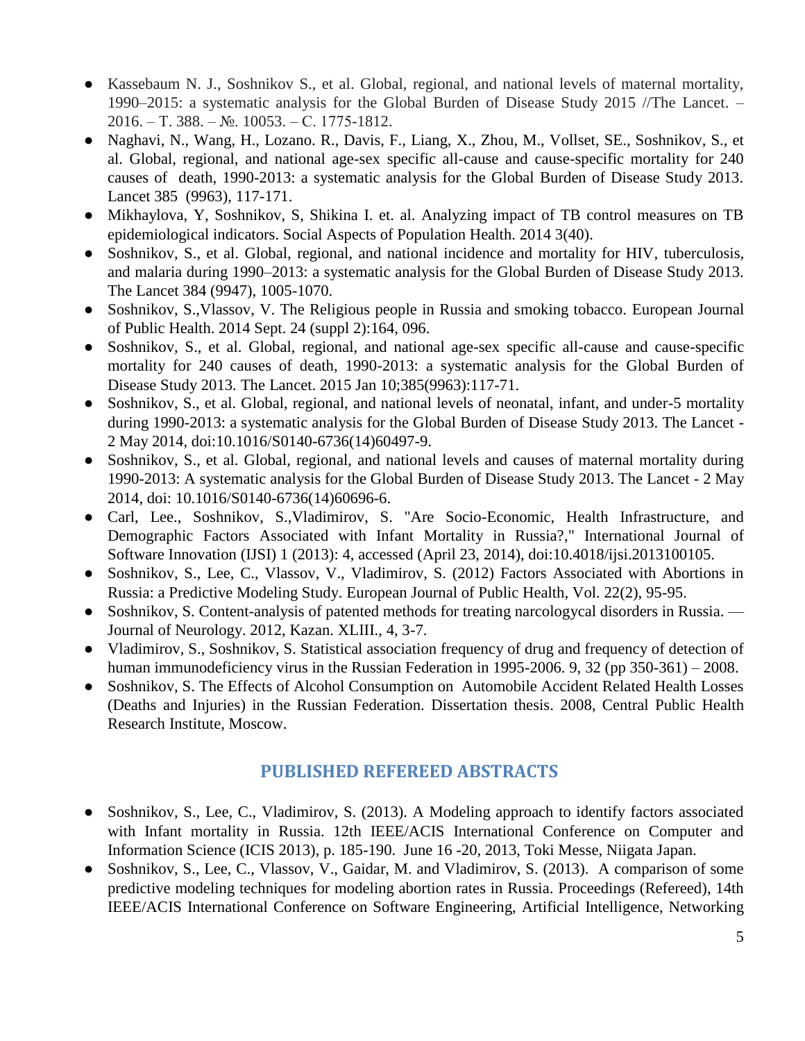- Kassebaum N. J., Soshnikov S., et al. Global, regional, and national levels of maternal mortality, 1990–2015: a systematic analysis for the Global Burden of Disease Study 2015 //The Lancet. – 2016. – Т. 388. – №. 10053. – С. 1775-1812.
- Naghavi, N., Wang, H., Lozano. R., Davis, F., Liang, X., Zhou, M., Vollset, SE., Soshnikov, S., et al. Global, regional, and national age-sex specific all-cause and cause-specific mortality for 240 causes of death, 1990-2013: a systematic analysis for the Global Burden of Disease Study 2013. Lancet 385 (9963), 117-171.
- Mikhaylova, Y, Soshnikov, S, Shikina I. et. al. Analyzing impact of TB control measures on TB epidemiological indicators. Social Aspects of Population Health. 2014 3(40).
- Soshnikov, S., et al. Global, regional, and national incidence and mortality for HIV, tuberculosis, and malaria during 1990–2013: a systematic analysis for the Global Burden of Disease Study 2013. The Lancet 384 (9947), 1005-1070.
- Soshnikov, S.,Vlassov, V. The Religious people in Russia and smoking tobacco. European Journal of Public Health. 2014 Sept. 24 (suppl 2):164, 096.
- Soshnikov, S., et al. Global, regional, and national age-sex specific all-cause and cause-specific mortality for 240 causes of death, 1990-2013: a systematic analysis for the Global Burden of Disease Study 2013. The Lancet. 2015 Jan 10;385(9963):117-71.
- Soshnikov, S., et al. Global, regional, and national levels of neonatal, infant, and under-5 mortality during 1990-2013: a systematic analysis for the Global Burden of Disease Study 2013. The Lancet - 2 May 2014, doi:10.1016/S0140-6736(14)60497-9.
- Soshnikov, S., et al. Global, regional, and national levels and causes of maternal mortality during 1990-2013: A systematic analysis for the Global Burden of Disease Study 2013. The Lancet - 2 May 2014, doi: 10.1016/S0140-6736(14)60696-6.
- Carl, Lee., Soshnikov, S.,Vladimirov, S. "Are Socio-Economic, Health Infrastructure, and Demographic Factors Associated with Infant Mortality in Russia?," International Journal of Software Innovation (IJSI) 1 (2013): 4, accessed (April 23, 2014), doi:10.4018/ijsi.2013100105.
- Soshnikov, S., Lee, C., Vlassov, V., Vladimirov, S. (2012) Factors Associated with Abortions in Russia: a Predictive Modeling Study. European Journal of Public Health, Vol. 22(2), 95-95.
- Soshnikov, S. Content-analysis of patented methods for treating narcologycal disorders in Russia. — Journal of Neurology. 2012, Kazan. XLIII., 4, 3-7.
- Vladimirov, S., Soshnikov, S. Statistical association frequency of drug and frequency of detection of human immunodeficiency virus in the Russian Federation in 1995-2006. 9, 32 (pp 350-361) – 2008.
- Soshnikov, S. The Effects of Alcohol Consumption on Automobile Accident Related Health Losses (Deaths and Injuries) in the Russian Federation. Dissertation thesis. 2008, Central Public Health Research Institute, Moscow.

## PUBLISHED REFEREED ABSTRACTS

- Soshnikov, S., Lee, C., Vladimirov, S. (2013). A Modeling approach to identify factors associated with Infant mortality in Russia. 12th IEEE/ACIS International Conference on Computer and Information Science (ICIS 2013), p. 185-190. June 16 -20, 2013, Toki Messe, Niigata Japan.
- Soshnikov, S., Lee, C., Vlassov, V., Gaidar, M. and Vladimirov, S. (2013). A comparison of some predictive modeling techniques for modeling abortion rates in Russia. Proceedings (Refereed), 14th IEEE/ACIS International Conference on Software Engineering, Artificial Intelligence, Networking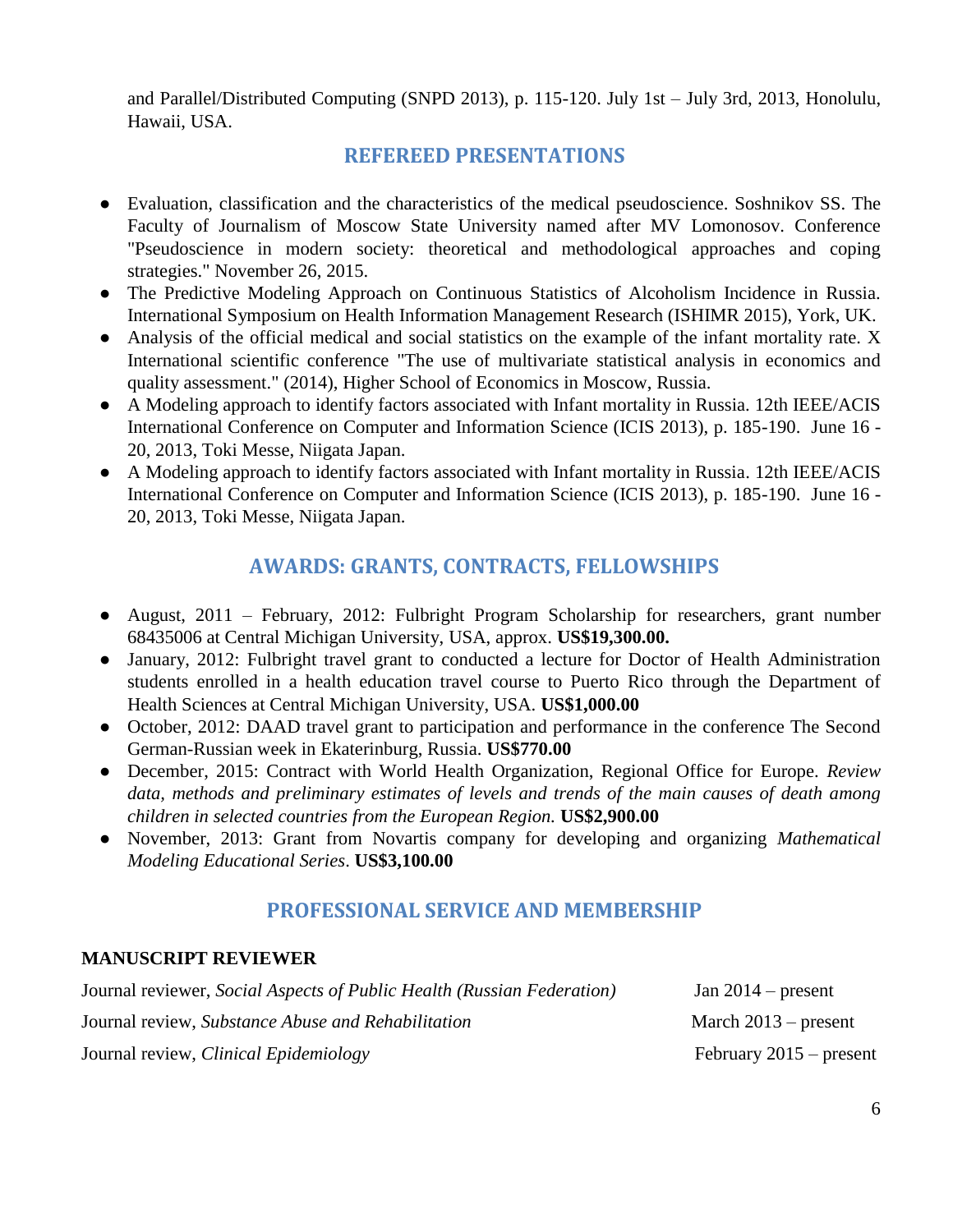and Parallel/Distributed Computing (SNPD 2013), p. 115-120. July 1st – July 3rd, 2013, Honolulu, Hawaii, USA.

## REFEREED PRESENTATIONS

- Evaluation, classification and the characteristics of the medical pseudoscience. Soshnikov SS. The Faculty of Journalism of Moscow State University named after MV Lomonosov. Conference "Pseudoscience in modern society: theoretical and methodological approaches and coping strategies." November 26, 2015.
- The Predictive Modeling Approach on Continuous Statistics of Alcoholism Incidence in Russia. International Symposium on Health Information Management Research (ISHIMR 2015), York, UK.
- Analysis of the official medical and social statistics on the example of the infant mortality rate. X International scientific conference "The use of multivariate statistical analysis in economics and quality assessment." (2014), Higher School of Economics in Moscow, Russia.
- A Modeling approach to identify factors associated with Infant mortality in Russia. 12th IEEE/ACIS International Conference on Computer and Information Science (ICIS 2013), p. 185-190. June 16 - 20, 2013, Toki Messe, Niigata Japan.
- A Modeling approach to identify factors associated with Infant mortality in Russia. 12th IEEE/ACIS International Conference on Computer and Information Science (ICIS 2013), p. 185-190. June 16 - 20, 2013, Toki Messe, Niigata Japan.

## AWARDS: GRANTS, CONTRACTS, FELLOWSHIPS

- August, 2011 – February, 2012: Fulbright Program Scholarship for researchers, grant number 68435006 at Central Michigan University, USA, approx. **US$19,300.00.**
- January, 2012: Fulbright travel grant to conducted a lecture for Doctor of Health Administration students enrolled in a health education travel course to Puerto Rico through the Department of Health Sciences at Central Michigan University, USA. **US$1,000.00**
- October, 2012: DAAD travel grant to participation and performance in the conference The Second German-Russian week in Ekaterinburg, Russia. **US$770.00**
- December, 2015: Contract with World Health Organization, Regional Office for Europe. *Review data, methods and preliminary estimates of levels and trends of the main causes of death among children in selected countries from the European Region.* **US$2,900.00**
- November, 2013: Grant from Novartis company for developing and organizing *Mathematical Modeling Educational Series*. **US$3,100.00**

## PROFESSIONAL SERVICE AND MEMBERSHIP

**MANUSCRIPT REVIEWER**

Journal reviewer, *Social Aspects of Public Health (Russian Federation)* — Jan 2014 – present

Journal review, *Substance Abuse and Rehabilitation* — March 2013 – present

Journal review, *Clinical Epidemiology* — February 2015 – present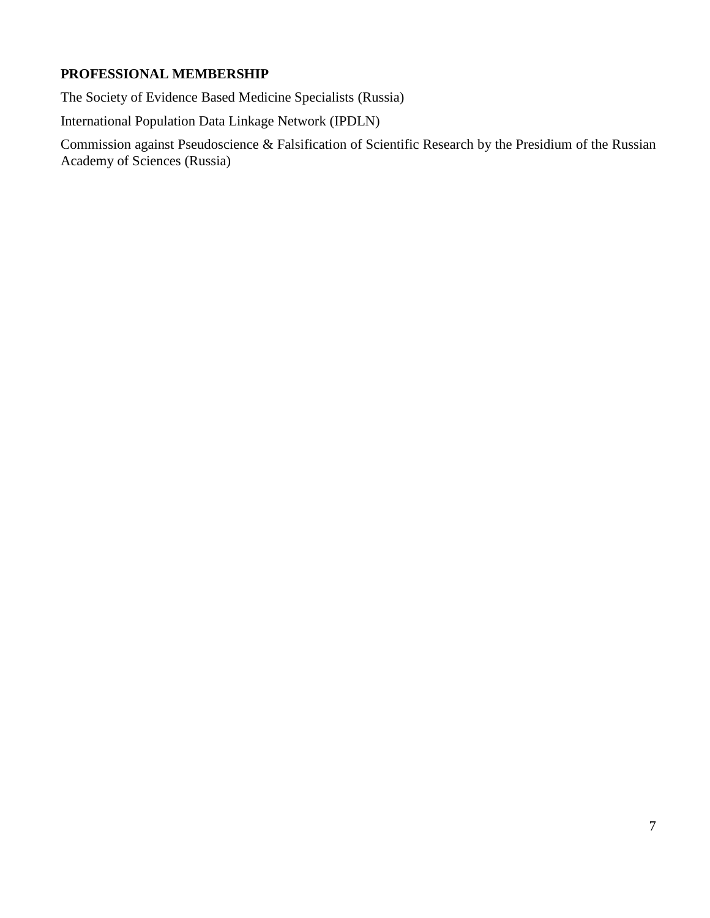**PROFESSIONAL MEMBERSHIP**

The Society of Evidence Based Medicine Specialists (Russia)

International Population Data Linkage Network (IPDLN)

Commission against Pseudoscience & Falsification of Scientific Research by the Presidium of the Russian Academy of Sciences (Russia)